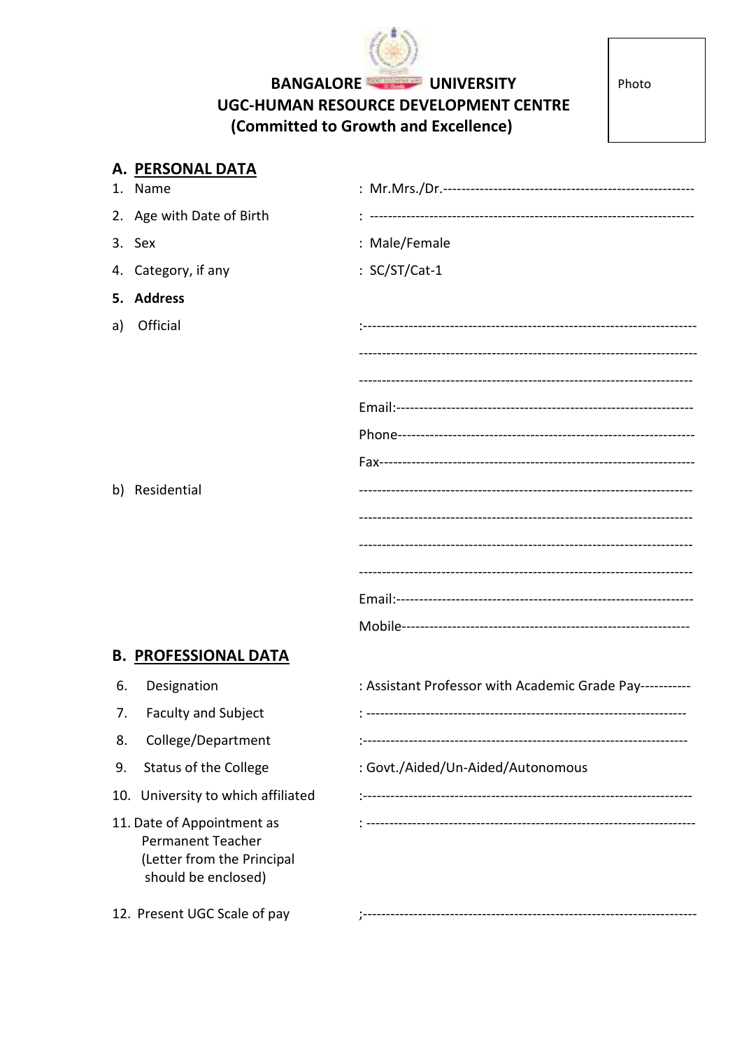Photo

# BANGALORE UNIVERSITY
## UGC-HUMAN RESOURCE DEVELOPMENT CENTRE
### (Committed to Growth and Excellence)

## A. PERSONAL DATA

1. Name : Mr.Mrs./Dr.-----------------------------------------------------
2. Age with Date of Birth : ---------------------------------------------------------------------
3. Sex : Male/Female
4. Category, if any : SC/ST/Cat-1
5. **Address**

a) Official :-----------------------------------------------------------------------
-----------------------------------------------------------------------
-----------------------------------------------------------------------
Email:----------------------------------------------------------------
Phone---------------------------------------------------------------
Fax-------------------------------------------------------------------

b) Residential -----------------------------------------------------------------------
-----------------------------------------------------------------------
-----------------------------------------------------------------------
-----------------------------------------------------------------------
Email:---------------------------------------------------------------
Mobile-------------------------------------------------------------

## B. PROFESSIONAL DATA

6. Designation : Assistant Professor with Academic Grade Pay-----------
7. Faculty and Subject : --------------------------------------------------------------------
8. College/Department :---------------------------------------------------------------------
9. Status of the College : Govt./Aided/Un-Aided/Autonomous
10. University to which affiliated :---------------------------------------------------------------------
11. Date of Appointment as Permanent Teacher (Letter from the Principal should be enclosed) : ---------------------------------------------------------------------
12. Present UGC Scale of pay ;-----------------------------------------------------------------------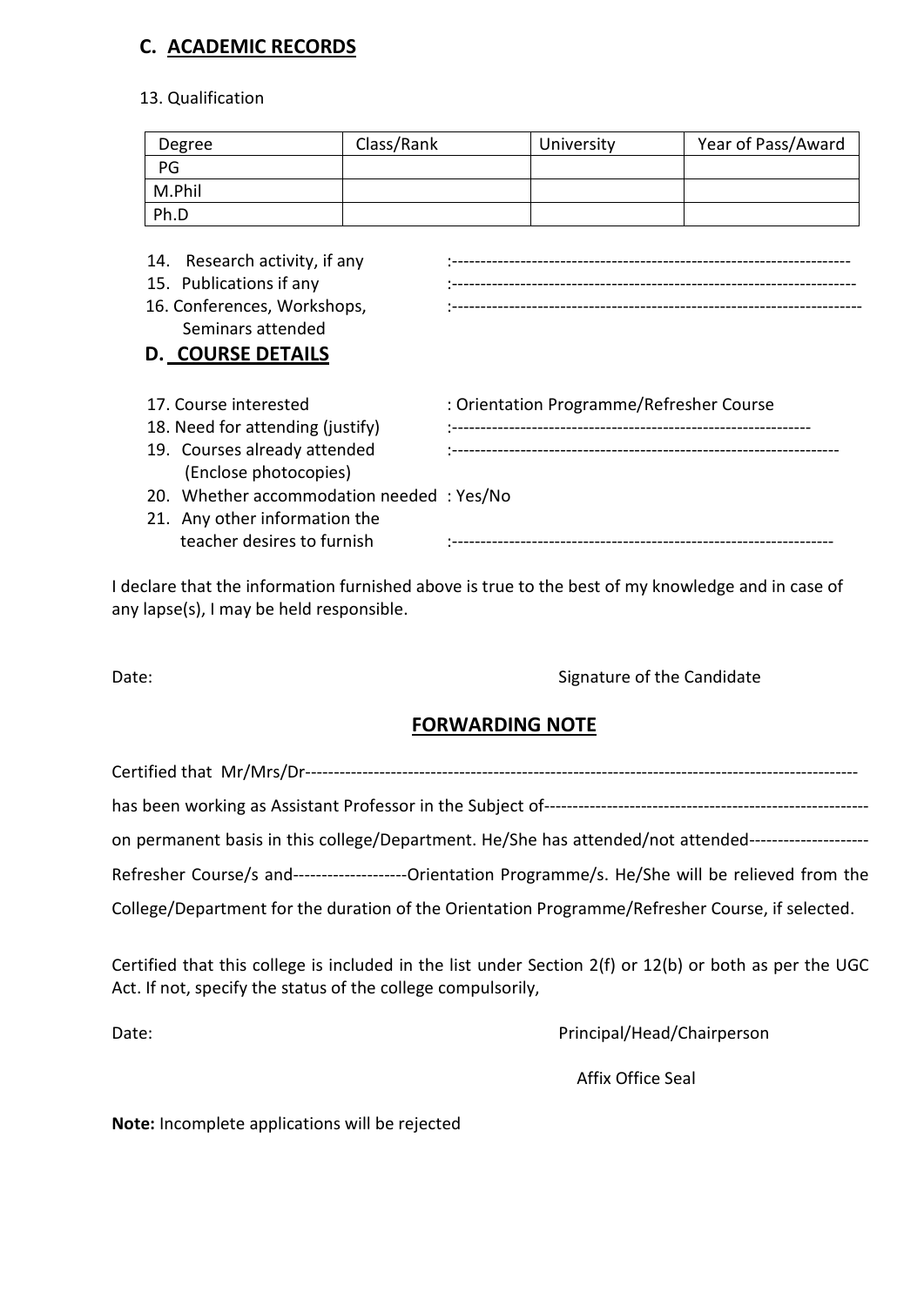## C. ACADEMIC RECORDS

13. Qualification

| Degree | Class/Rank | University | Year of Pass/Award |
|---|---|---|---|
| PG | | | |
| M.Phil | | | |
| Ph.D | | | |

14. Research activity, if any :--------------------------------------------------------------------
15. Publications if any :---------------------------------------------------------------------
16. Conferences, Workshops, Seminars attended :----------------------------------------------------------------------

## D. COURSE DETAILS

17. Course interested : Orientation Programme/Refresher Course
18. Need for attending (justify) :-------------------------------------------------------------
19. Courses already attended (Enclose photocopies) :-------------------------------------------------------------------
20. Whether accommodation needed : Yes/No
21. Any other information the teacher desires to furnish :------------------------------------------------------------------

I declare that the information furnished above is true to the best of my knowledge and in case of any lapse(s), I may be held responsible.

Date: Signature of the Candidate

## FORWARDING NOTE

Certified that Mr/Mrs/Dr----------------------------------------------------------------------------------------------- has been working as Assistant Professor in the Subject of-------------------------------------------------------- on permanent basis in this college/Department. He/She has attended/not attended--------------------- Refresher Course/s and--------------------Orientation Programme/s. He/She will be relieved from the College/Department for the duration of the Orientation Programme/Refresher Course, if selected.

Certified that this college is included in the list under Section 2(f) or 12(b) or both as per the UGC Act. If not, specify the status of the college compulsorily,

Date: Principal/Head/Chairperson

Affix Office Seal

**Note:** Incomplete applications will be rejected